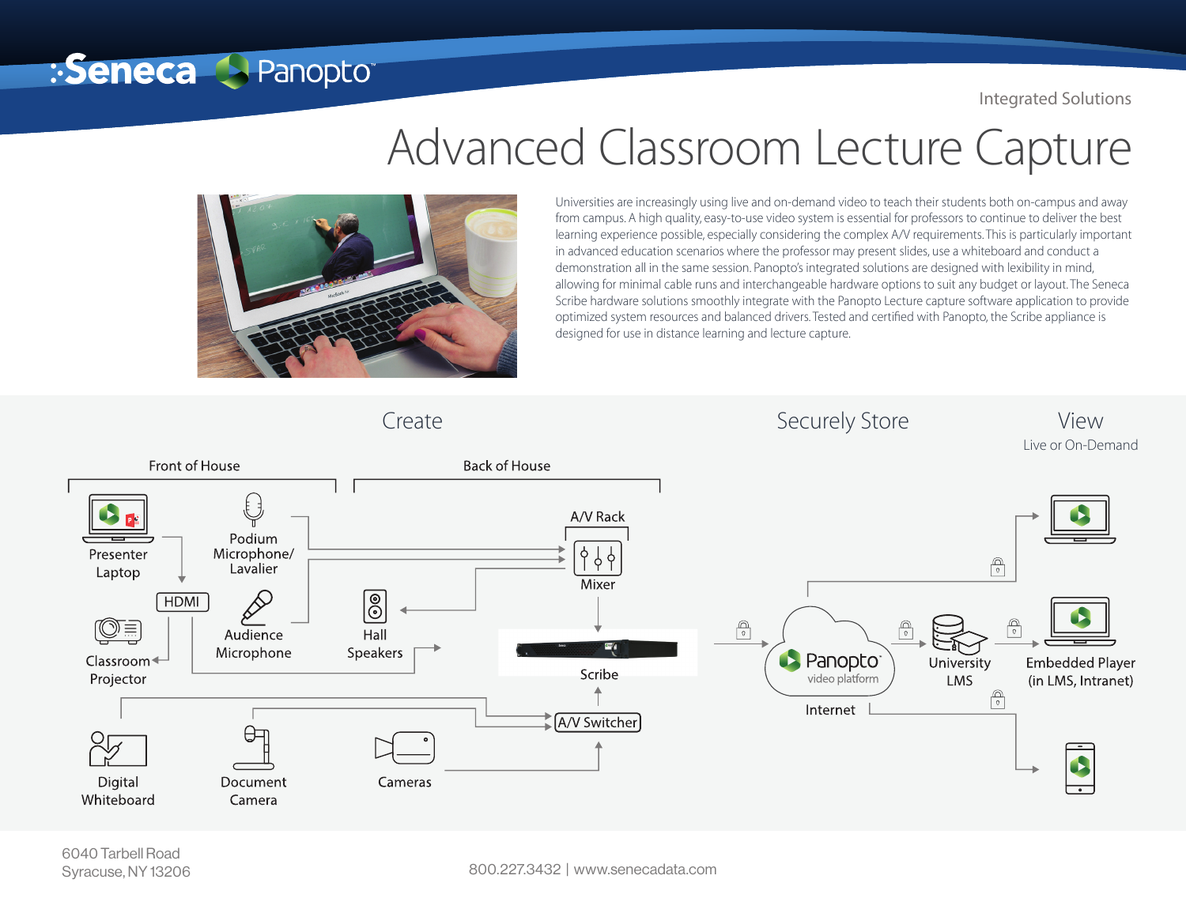Integrated Solutions

# Advanced Classroom Lecture Capture

Universities are increasingly using live and on-demand video to teach their students both on-campus and away from campus. A high quality, easy-to-use video system is essential for professors to continue to deliver the best learning experience possible, especially considering the complex A/V requirements. This is particularly important in advanced education scenarios where the professor may present slides, use a whiteboard and conduct a demonstration all in the same session. Panopto's integrated solutions are designed with lexibility in mind, allowing for minimal cable runs and interchangeable hardware options to suit any budget or layout. The Seneca Scribe hardware solutions smoothly integrate with the Panopto Lecture capture software application to provide optimized system resources and balanced drivers. Tested and certified with Panopto, the Scribe appliance is designed for use in distance learning and lecture capture.

## Create

### Front of House

- Presenter Laptop
- HDMI
- Classroom Projector
- Podium Microphone/ Lavalier
- Audience Microphone
- Digital Whiteboard
- Document Camera

### Back of House

- A/V Rack
- Mixer
- Hall Speakers
- Scribe
- A/V Switcher
- Cameras

## Securely Store

- Panopto video platform
- Internet
- University LMS

## View

Live or On-Demand

- Embedded Player (in LMS, Intranet)

6040 Tarbell Road
Syracuse, NY 13206

800.227.3432 | www.senecadata.com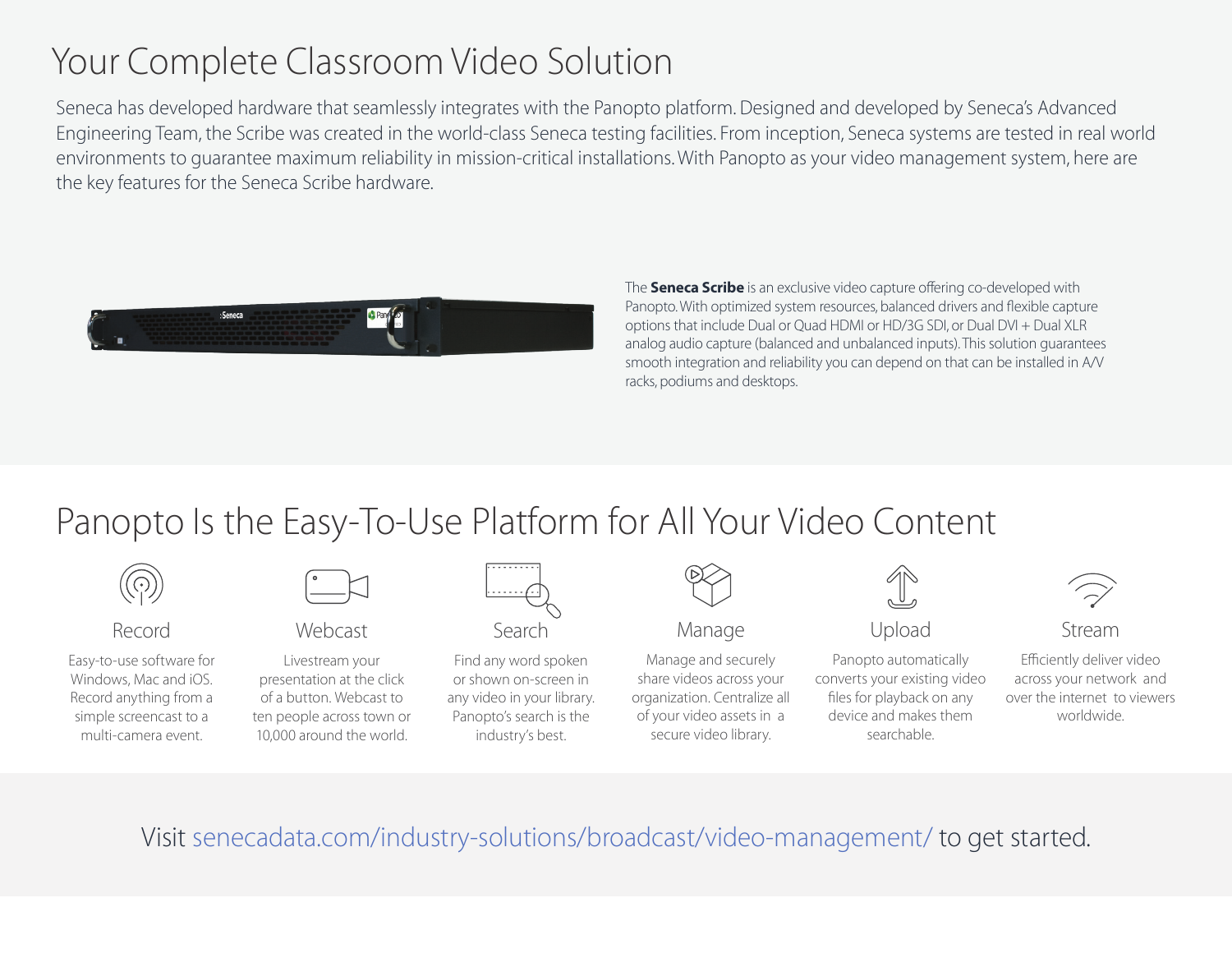# Your Complete Classroom Video Solution

Seneca has developed hardware that seamlessly integrates with the Panopto platform. Designed and developed by Seneca's Advanced Engineering Team, the Scribe was created in the world-class Seneca testing facilities. From inception, Seneca systems are tested in real world environments to guarantee maximum reliability in mission-critical installations. With Panopto as your video management system, here are the key features for the Seneca Scribe hardware.

The **Seneca Scribe** is an exclusive video capture offering co-developed with Panopto. With optimized system resources, balanced drivers and flexible capture options that include Dual or Quad HDMI or HD/3G SDI, or Dual DVI + Dual XLR analog audio capture (balanced and unbalanced inputs). This solution guarantees smooth integration and reliability you can depend on that can be installed in A/V racks, podiums and desktops.

# Panopto Is the Easy-To-Use Platform for All Your Video Content

### Record

Easy-to-use software for Windows, Mac and iOS. Record anything from a simple screencast to a multi-camera event.

### Webcast

Livestream your presentation at the click of a button. Webcast to ten people across town or 10,000 around the world.

### Search

Find any word spoken or shown on-screen in any video in your library. Panopto's search is the industry's best.

### Manage

Manage and securely share videos across your organization. Centralize all of your video assets in a secure video library.

### Upload

Panopto automatically converts your existing video files for playback on any device and makes them searchable.

### Stream

Efficiently deliver video across your network and over the internet to viewers worldwide.

Visit senecadata.com/industry-solutions/broadcast/video-management/ to get started.